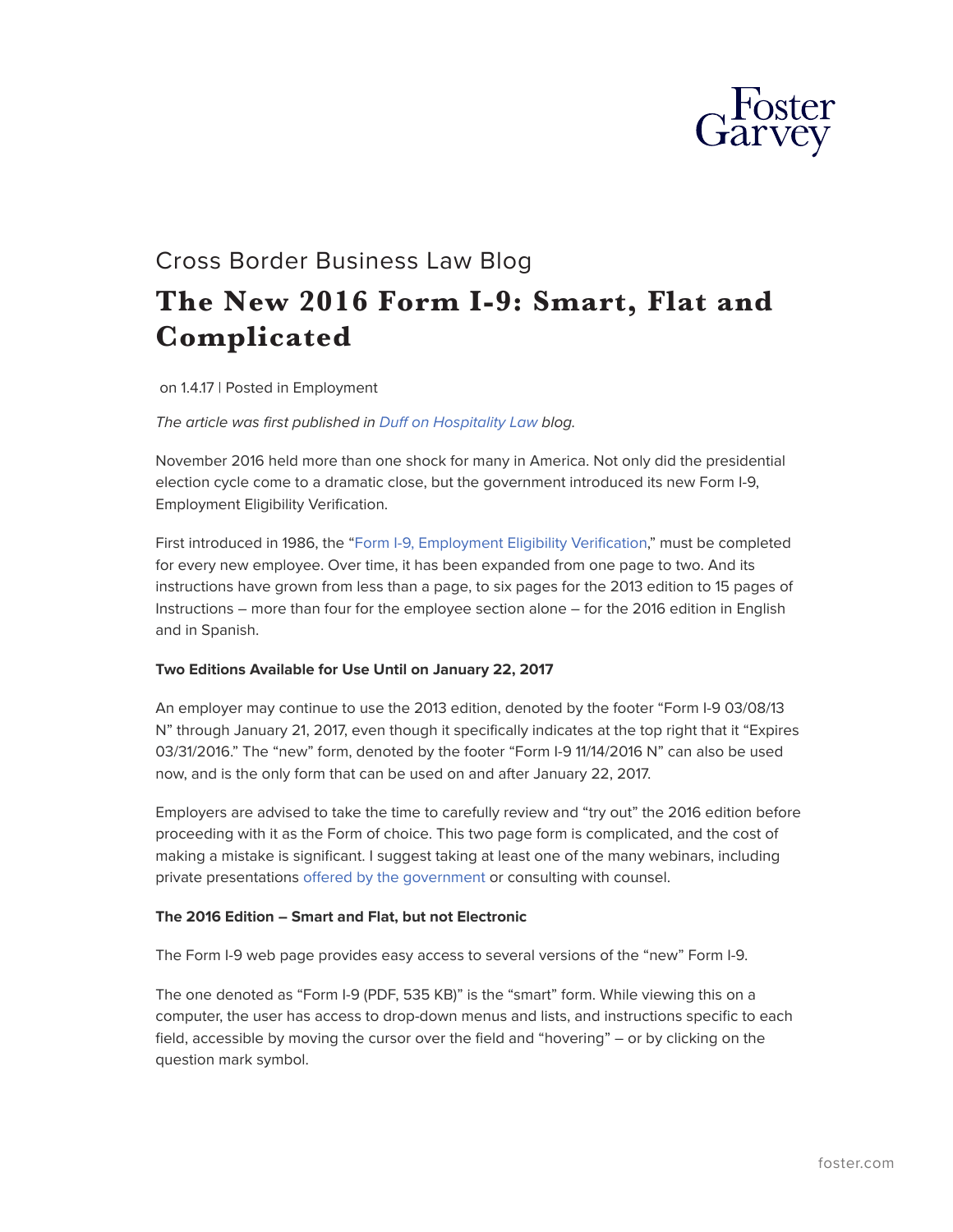Cross Border Business Law Blog

# The New 2016 Form I-9: Smart, Flat and Complicated

on 1.4.17 | Posted in Employment

*The article was first published in Duff on Hospitality Law blog.*

November 2016 held more than one shock for many in America. Not only did the presidential election cycle come to a dramatic close, but the government introduced its new Form I-9, Employment Eligibility Verification.

First introduced in 1986, the "Form I-9, Employment Eligibility Verification," must be completed for every new employee. Over time, it has been expanded from one page to two. And its instructions have grown from less than a page, to six pages for the 2013 edition to 15 pages of Instructions – more than four for the employee section alone – for the 2016 edition in English and in Spanish.

**Two Editions Available for Use Until on January 22, 2017**

An employer may continue to use the 2013 edition, denoted by the footer "Form I-9 03/08/13 N" through January 21, 2017, even though it specifically indicates at the top right that it "Expires 03/31/2016." The "new" form, denoted by the footer "Form I-9 11/14/2016 N" can also be used now, and is the only form that can be used on and after January 22, 2017.

Employers are advised to take the time to carefully review and "try out" the 2016 edition before proceeding with it as the Form of choice. This two page form is complicated, and the cost of making a mistake is significant. I suggest taking at least one of the many webinars, including private presentations offered by the government or consulting with counsel.

**The 2016 Edition – Smart and Flat, but not Electronic**

The Form I-9 web page provides easy access to several versions of the "new" Form I-9.

The one denoted as "Form I-9 (PDF, 535 KB)" is the "smart" form. While viewing this on a computer, the user has access to drop-down menus and lists, and instructions specific to each field, accessible by moving the cursor over the field and "hovering" – or by clicking on the question mark symbol.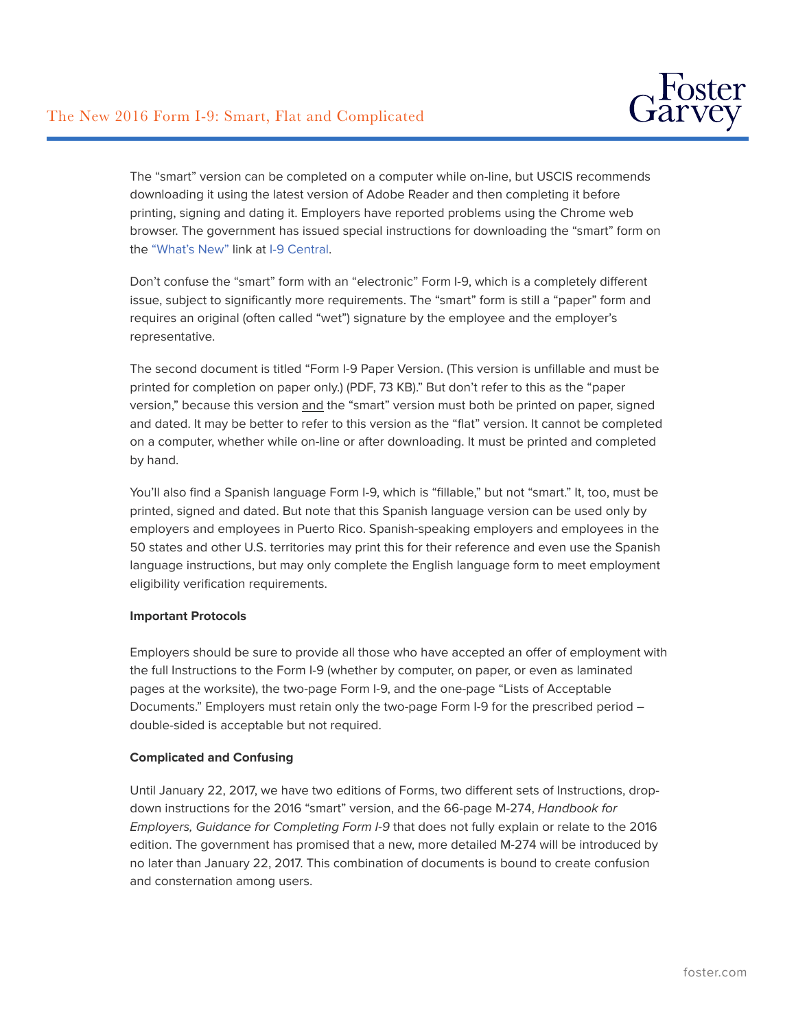The “smart” version can be completed on a computer while on-line, but USCIS recommends downloading it using the latest version of Adobe Reader and then completing it before printing, signing and dating it. Employers have reported problems using the Chrome web browser. The government has issued special instructions for downloading the “smart” form on the “What’s New” link at I-9 Central.

Don’t confuse the “smart” form with an “electronic” Form I-9, which is a completely different issue, subject to significantly more requirements. The “smart” form is still a “paper” form and requires an original (often called “wet”) signature by the employee and the employer’s representative.

The second document is titled “Form I-9 Paper Version. (This version is unfillable and must be printed for completion on paper only.) (PDF, 73 KB).” But don’t refer to this as the “paper version,” because this version and the “smart” version must both be printed on paper, signed and dated. It may be better to refer to this version as the “flat” version. It cannot be completed on a computer, whether while on-line or after downloading. It must be printed and completed by hand.

You’ll also find a Spanish language Form I-9, which is “fillable,” but not “smart.” It, too, must be printed, signed and dated. But note that this Spanish language version can be used only by employers and employees in Puerto Rico. Spanish-speaking employers and employees in the 50 states and other U.S. territories may print this for their reference and even use the Spanish language instructions, but may only complete the English language form to meet employment eligibility verification requirements.

**Important Protocols**

Employers should be sure to provide all those who have accepted an offer of employment with the full Instructions to the Form I-9 (whether by computer, on paper, or even as laminated pages at the worksite), the two-page Form I-9, and the one-page “Lists of Acceptable Documents.” Employers must retain only the two-page Form I-9 for the prescribed period – double-sided is acceptable but not required.

**Complicated and Confusing**

Until January 22, 2017, we have two editions of Forms, two different sets of Instructions, drop-down instructions for the 2016 “smart” version, and the 66-page M-274, *Handbook for Employers, Guidance for Completing Form I-9* that does not fully explain or relate to the 2016 edition. The government has promised that a new, more detailed M-274 will be introduced by no later than January 22, 2017. This combination of documents is bound to create confusion and consternation among users.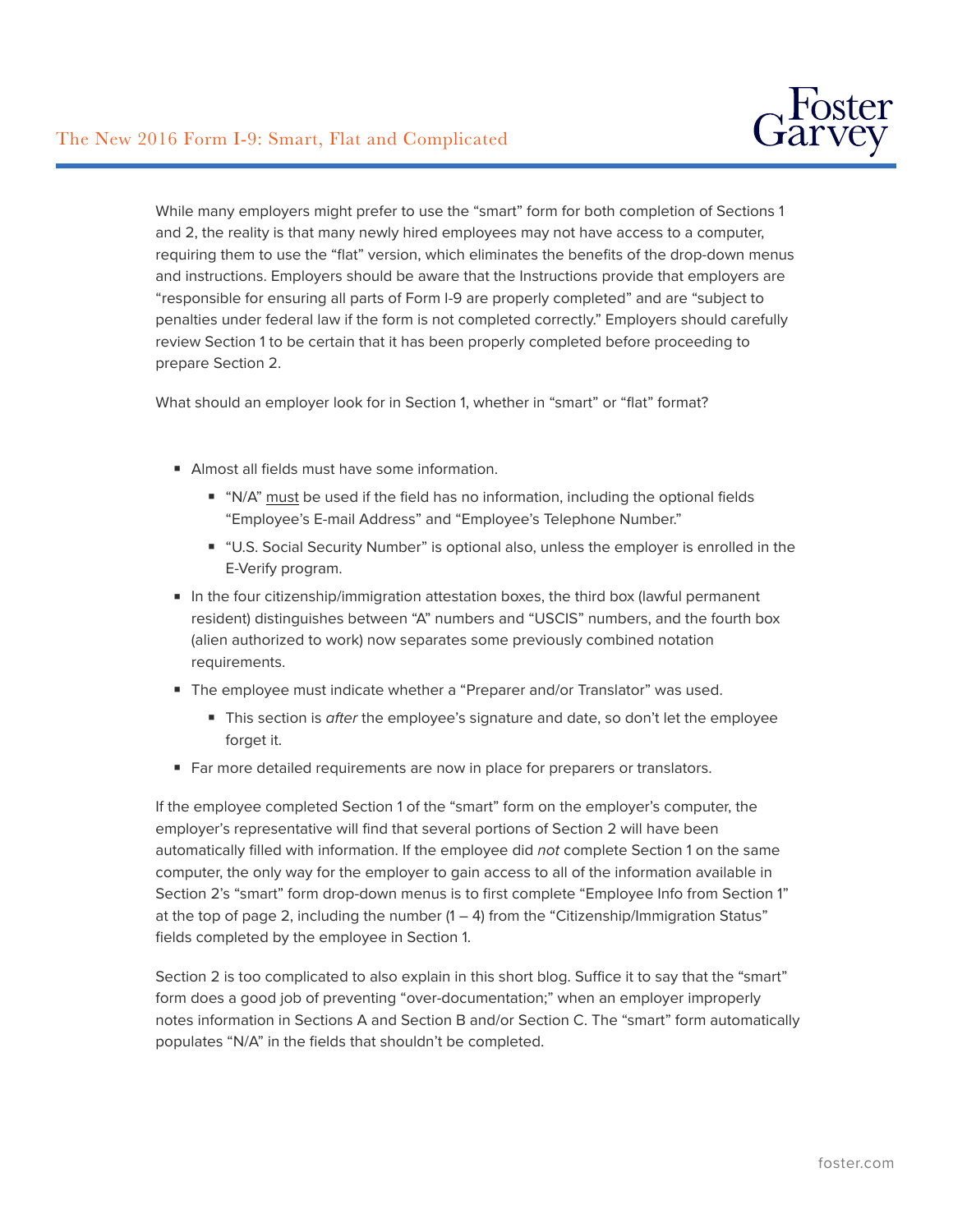While many employers might prefer to use the "smart" form for both completion of Sections 1 and 2, the reality is that many newly hired employees may not have access to a computer, requiring them to use the "flat" version, which eliminates the benefits of the drop-down menus and instructions. Employers should be aware that the Instructions provide that employers are "responsible for ensuring all parts of Form I-9 are properly completed" and are "subject to penalties under federal law if the form is not completed correctly." Employers should carefully review Section 1 to be certain that it has been properly completed before proceeding to prepare Section 2.

What should an employer look for in Section 1, whether in "smart" or "flat" format?

- Almost all fields must have some information.
  - "N/A" must be used if the field has no information, including the optional fields "Employee's E-mail Address" and "Employee's Telephone Number."
  - "U.S. Social Security Number" is optional also, unless the employer is enrolled in the E-Verify program.
- In the four citizenship/immigration attestation boxes, the third box (lawful permanent resident) distinguishes between "A" numbers and "USCIS" numbers, and the fourth box (alien authorized to work) now separates some previously combined notation requirements.
- The employee must indicate whether a "Preparer and/or Translator" was used.
  - This section is *after* the employee's signature and date, so don't let the employee forget it.
- Far more detailed requirements are now in place for preparers or translators.

If the employee completed Section 1 of the "smart" form on the employer's computer, the employer's representative will find that several portions of Section 2 will have been automatically filled with information. If the employee did *not* complete Section 1 on the same computer, the only way for the employer to gain access to all of the information available in Section 2's "smart" form drop-down menus is to first complete "Employee Info from Section 1" at the top of page 2, including the number (1 – 4) from the "Citizenship/Immigration Status" fields completed by the employee in Section 1.

Section 2 is too complicated to also explain in this short blog. Suffice it to say that the "smart" form does a good job of preventing "over-documentation;" when an employer improperly notes information in Sections A and Section B and/or Section C. The "smart" form automatically populates "N/A" in the fields that shouldn't be completed.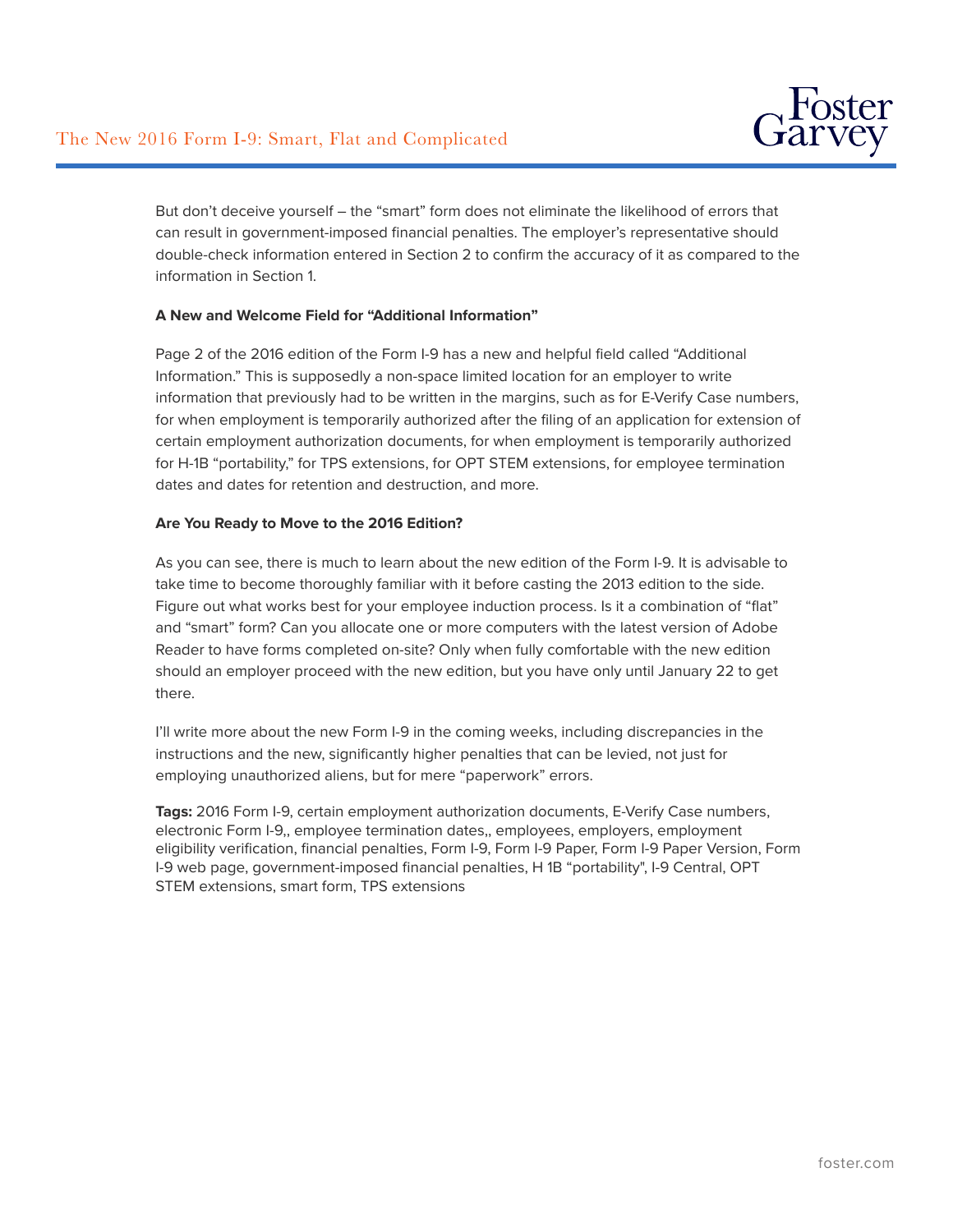But don't deceive yourself – the "smart" form does not eliminate the likelihood of errors that can result in government-imposed financial penalties. The employer's representative should double-check information entered in Section 2 to confirm the accuracy of it as compared to the information in Section 1.

**A New and Welcome Field for "Additional Information"**

Page 2 of the 2016 edition of the Form I-9 has a new and helpful field called "Additional Information." This is supposedly a non-space limited location for an employer to write information that previously had to be written in the margins, such as for E-Verify Case numbers, for when employment is temporarily authorized after the filing of an application for extension of certain employment authorization documents, for when employment is temporarily authorized for H-1B "portability," for TPS extensions, for OPT STEM extensions, for employee termination dates and dates for retention and destruction, and more.

**Are You Ready to Move to the 2016 Edition?**

As you can see, there is much to learn about the new edition of the Form I-9. It is advisable to take time to become thoroughly familiar with it before casting the 2013 edition to the side. Figure out what works best for your employee induction process. Is it a combination of "flat" and "smart" form? Can you allocate one or more computers with the latest version of Adobe Reader to have forms completed on-site? Only when fully comfortable with the new edition should an employer proceed with the new edition, but you have only until January 22 to get there.

I'll write more about the new Form I-9 in the coming weeks, including discrepancies in the instructions and the new, significantly higher penalties that can be levied, not just for employing unauthorized aliens, but for mere "paperwork" errors.

**Tags:** 2016 Form I-9, certain employment authorization documents, E-Verify Case numbers, electronic Form I-9,, employee termination dates,, employees, employers, employment eligibility verification, financial penalties, Form I-9, Form I-9 Paper, Form I-9 Paper Version, Form I-9 web page, government-imposed financial penalties, H 1B "portability", I-9 Central, OPT STEM extensions, smart form, TPS extensions